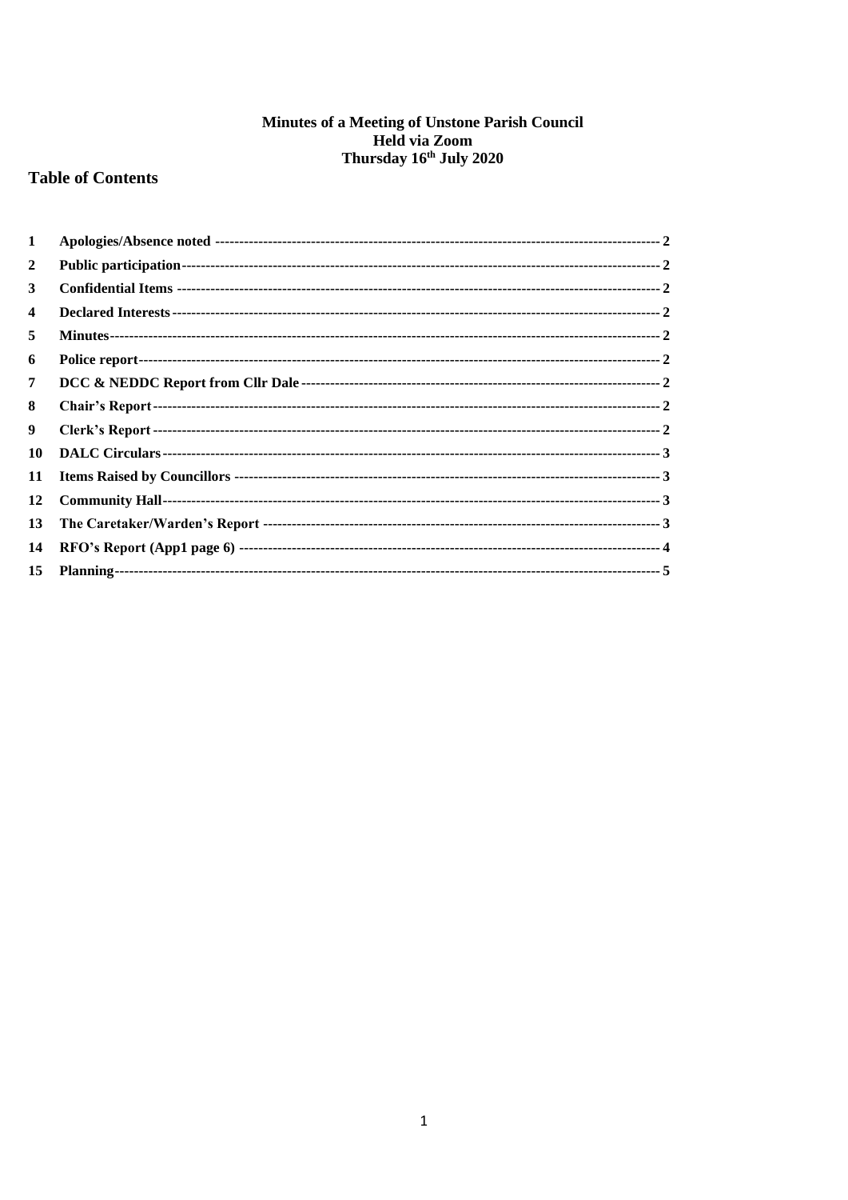# Minutes of a Meeting of Unstone Parish Council
## Held via Zoom
## Thursday 16th July 2020

## Table of Contents

| | | |
|---|---|---|
| 1 | Apologies/Absence noted | 2 |
| 2 | Public participation | 2 |
| 3 | Confidential Items | 2 |
| 4 | Declared Interests | 2 |
| 5 | Minutes | 2 |
| 6 | Police report | 2 |
| 7 | DCC & NEDDC Report from Cllr Dale | 2 |
| 8 | Chair's Report | 2 |
| 9 | Clerk's Report | 2 |
| 10 | DALC Circulars | 3 |
| 11 | Items Raised by Councillors | 3 |
| 12 | Community Hall | 3 |
| 13 | The Caretaker/Warden's Report | 3 |
| 14 | RFO's Report (App1 page 6) | 4 |
| 15 | Planning | 5 |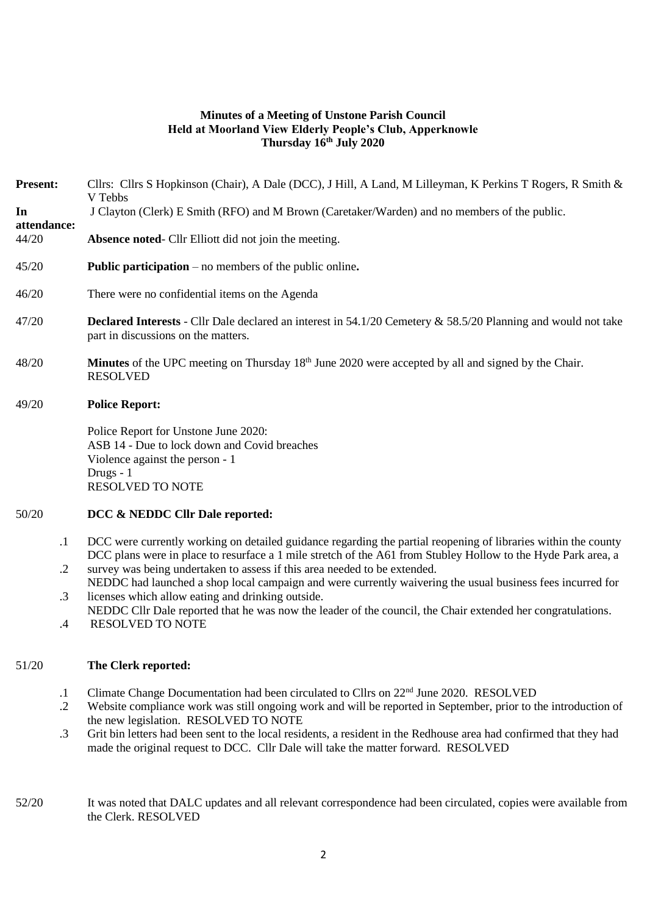**Minutes of a Meeting of Unstone Parish Council**
**Held at Moorland View Elderly People's Club, Apperknowle**
**Thursday 16th July 2020**

**Present:** Cllrs: Cllrs S Hopkinson (Chair), A Dale (DCC), J Hill, A Land, M Lilleyman, K Perkins T Rogers, R Smith & V Tebbs

**In attendance:** J Clayton (Clerk) E Smith (RFO) and M Brown (Caretaker/Warden) and no members of the public.

44/20 **Absence noted**- Cllr Elliott did not join the meeting.

45/20 **Public participation** – no members of the public online**.**

46/20 There were no confidential items on the Agenda

47/20 **Declared Interests** - Cllr Dale declared an interest in 54.1/20 Cemetery & 58.5/20 Planning and would not take part in discussions on the matters.

48/20 **Minutes** of the UPC meeting on Thursday 18th June 2020 were accepted by all and signed by the Chair. RESOLVED

49/20 **Police Report:**

Police Report for Unstone June 2020:
ASB 14 - Due to lock down and Covid breaches
Violence against the person - 1
Drugs - 1
RESOLVED TO NOTE

50/20 **DCC & NEDDC Cllr Dale reported:**

.1 DCC were currently working on detailed guidance regarding the partial reopening of libraries within the county

.2 DCC plans were in place to resurface a 1 mile stretch of the A61 from Stubley Hollow to the Hyde Park area, a survey was being undertaken to assess if this area needed to be extended.

.3 NEDDC had launched a shop local campaign and were currently waivering the usual business fees incurred for licenses which allow eating and drinking outside.

.4 NEDDC Cllr Dale reported that he was now the leader of the council, the Chair extended her congratulations. RESOLVED TO NOTE

51/20 **The Clerk reported:**

.1 Climate Change Documentation had been circulated to Cllrs on 22nd June 2020. RESOLVED

.2 Website compliance work was still ongoing work and will be reported in September, prior to the introduction of the new legislation. RESOLVED TO NOTE

.3 Grit bin letters had been sent to the local residents, a resident in the Redhouse area had confirmed that they had made the original request to DCC. Cllr Dale will take the matter forward. RESOLVED

52/20 It was noted that DALC updates and all relevant correspondence had been circulated, copies were available from the Clerk. RESOLVED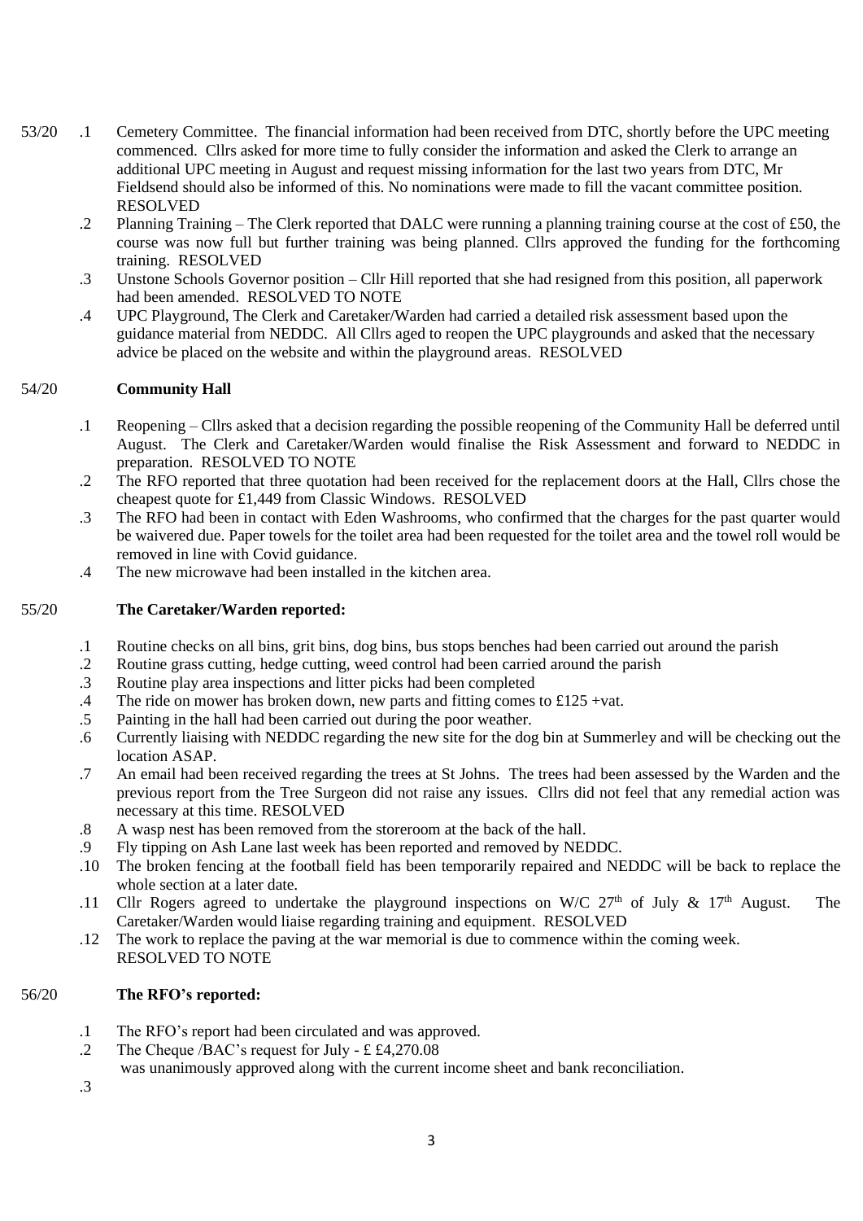53/20 .1 Cemetery Committee. The financial information had been received from DTC, shortly before the UPC meeting commenced. Cllrs asked for more time to fully consider the information and asked the Clerk to arrange an additional UPC meeting in August and request missing information for the last two years from DTC, Mr Fieldsend should also be informed of this. No nominations were made to fill the vacant committee position. RESOLVED

.2 Planning Training – The Clerk reported that DALC were running a planning training course at the cost of £50, the course was now full but further training was being planned. Cllrs approved the funding for the forthcoming training. RESOLVED

.3 Unstone Schools Governor position – Cllr Hill reported that she had resigned from this position, all paperwork had been amended. RESOLVED TO NOTE

.4 UPC Playground, The Clerk and Caretaker/Warden had carried a detailed risk assessment based upon the guidance material from NEDDC. All Cllrs aged to reopen the UPC playgrounds and asked that the necessary advice be placed on the website and within the playground areas. RESOLVED

54/20 **Community Hall**

.1 Reopening – Cllrs asked that a decision regarding the possible reopening of the Community Hall be deferred until August. The Clerk and Caretaker/Warden would finalise the Risk Assessment and forward to NEDDC in preparation. RESOLVED TO NOTE

.2 The RFO reported that three quotation had been received for the replacement doors at the Hall, Cllrs chose the cheapest quote for £1,449 from Classic Windows. RESOLVED

.3 The RFO had been in contact with Eden Washrooms, who confirmed that the charges for the past quarter would be waivered due. Paper towels for the toilet area had been requested for the toilet area and the towel roll would be removed in line with Covid guidance.

.4 The new microwave had been installed in the kitchen area.

55/20 **The Caretaker/Warden reported:**

.1 Routine checks on all bins, grit bins, dog bins, bus stops benches had been carried out around the parish

.2 Routine grass cutting, hedge cutting, weed control had been carried around the parish

.3 Routine play area inspections and litter picks had been completed

.4 The ride on mower has broken down, new parts and fitting comes to £125 +vat.

.5 Painting in the hall had been carried out during the poor weather.

.6 Currently liaising with NEDDC regarding the new site for the dog bin at Summerley and will be checking out the location ASAP.

.7 An email had been received regarding the trees at St Johns. The trees had been assessed by the Warden and the previous report from the Tree Surgeon did not raise any issues. Cllrs did not feel that any remedial action was necessary at this time. RESOLVED

.8 A wasp nest has been removed from the storeroom at the back of the hall.

.9 Fly tipping on Ash Lane last week has been reported and removed by NEDDC.

.10 The broken fencing at the football field has been temporarily repaired and NEDDC will be back to replace the whole section at a later date.

.11 Cllr Rogers agreed to undertake the playground inspections on W/C 27th of July & 17th August. The Caretaker/Warden would liaise regarding training and equipment. RESOLVED

.12 The work to replace the paving at the war memorial is due to commence within the coming week.
RESOLVED TO NOTE

56/20 **The RFO's reported:**

.1 The RFO's report had been circulated and was approved.

.2 The Cheque /BAC's request for July - £ £4,270.08
was unanimously approved along with the current income sheet and bank reconciliation.

.3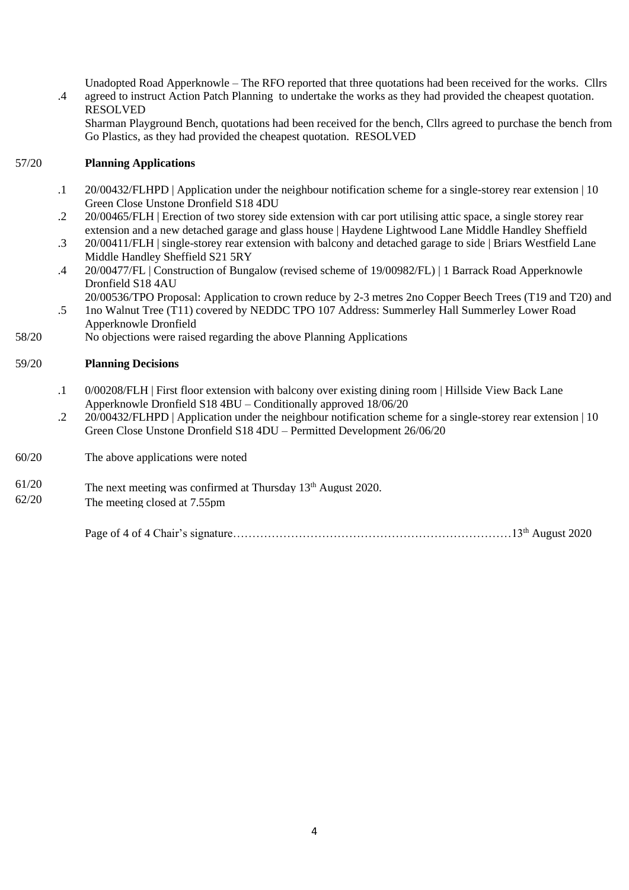.4 Unadopted Road Apperknowle – The RFO reported that three quotations had been received for the works. Cllrs agreed to instruct Action Patch Planning to undertake the works as they had provided the cheapest quotation. RESOLVED

Sharman Playground Bench, quotations had been received for the bench, Cllrs agreed to purchase the bench from Go Plastics, as they had provided the cheapest quotation. RESOLVED

57/20 **Planning Applications**

.1 20/00432/FLHPD | Application under the neighbour notification scheme for a single-storey rear extension | 10 Green Close Unstone Dronfield S18 4DU

.2 20/00465/FLH | Erection of two storey side extension with car port utilising attic space, a single storey rear extension and a new detached garage and glass house | Haydene Lightwood Lane Middle Handley Sheffield

.3 20/00411/FLH | single-storey rear extension with balcony and detached garage to side | Briars Westfield Lane Middle Handley Sheffield S21 5RY

.4 20/00477/FL | Construction of Bungalow (revised scheme of 19/00982/FL) | 1 Barrack Road Apperknowle Dronfield S18 4AU

.5 20/00536/TPO Proposal: Application to crown reduce by 2-3 metres 2no Copper Beech Trees (T19 and T20) and 1no Walnut Tree (T11) covered by NEDDC TPO 107 Address: Summerley Hall Summerley Lower Road Apperknowle Dronfield

58/20 No objections were raised regarding the above Planning Applications

59/20 **Planning Decisions**

.1 0/00208/FLH | First floor extension with balcony over existing dining room | Hillside View Back Lane Apperknowle Dronfield S18 4BU – Conditionally approved 18/06/20

.2 20/00432/FLHPD | Application under the neighbour notification scheme for a single-storey rear extension | 10 Green Close Unstone Dronfield S18 4DU – Permitted Development 26/06/20

60/20 The above applications were noted

61/20 The next meeting was confirmed at Thursday 13th August 2020.

62/20 The meeting closed at 7.55pm

Page of 4 of 4 Chair's signature………………………………………………………………13th August 2020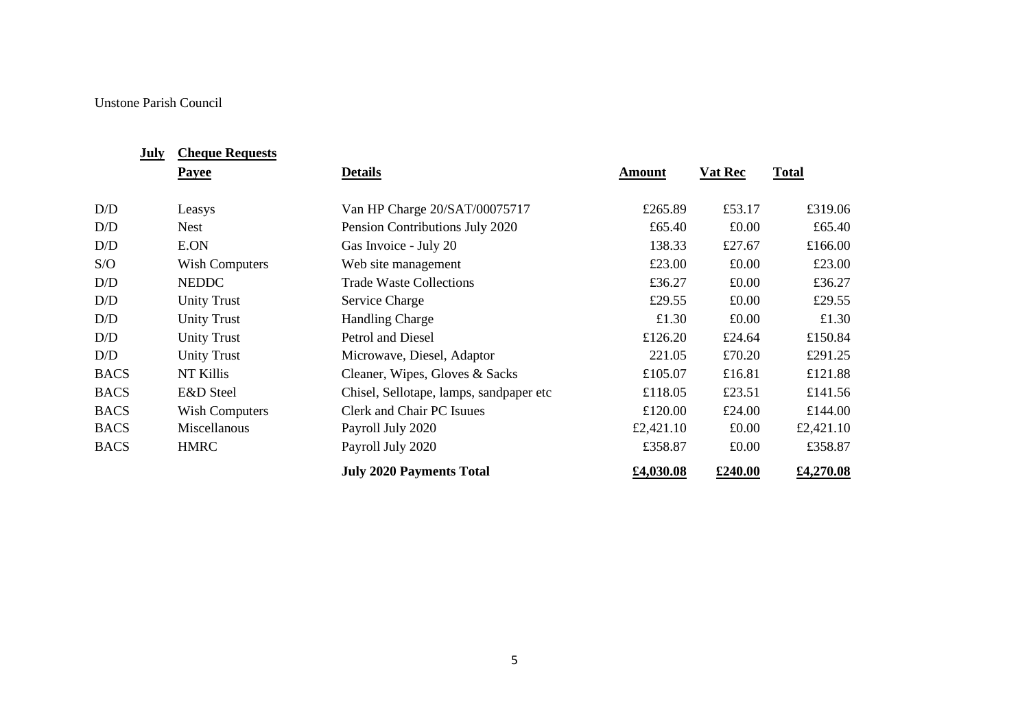Unstone Parish Council

| July | Cheque Requests | | | | |
|---|---|---|---|---|---|
| | **Payee** | **Details** | **Amount** | **Vat Rec** | **Total** |
| D/D | Leasys | Van HP Charge 20/SAT/00075717 | £265.89 | £53.17 | £319.06 |
| D/D | Nest | Pension Contributions July 2020 | £65.40 | £0.00 | £65.40 |
| D/D | E.ON | Gas Invoice - July 20 | 138.33 | £27.67 | £166.00 |
| S/O | Wish Computers | Web site management | £23.00 | £0.00 | £23.00 |
| D/D | NEDDC | Trade Waste Collections | £36.27 | £0.00 | £36.27 |
| D/D | Unity Trust | Service Charge | £29.55 | £0.00 | £29.55 |
| D/D | Unity Trust | Handling Charge | £1.30 | £0.00 | £1.30 |
| D/D | Unity Trust | Petrol and Diesel | £126.20 | £24.64 | £150.84 |
| D/D | Unity Trust | Microwave, Diesel, Adaptor | 221.05 | £70.20 | £291.25 |
| BACS | NT Killis | Cleaner, Wipes, Gloves & Sacks | £105.07 | £16.81 | £121.88 |
| BACS | E&D Steel | Chisel, Sellotape, lamps, sandpaper etc | £118.05 | £23.51 | £141.56 |
| BACS | Wish Computers | Clerk and Chair PC Isuues | £120.00 | £24.00 | £144.00 |
| BACS | Miscellanous | Payroll July 2020 | £2,421.10 | £0.00 | £2,421.10 |
| BACS | HMRC | Payroll July 2020 | £358.87 | £0.00 | £358.87 |
| | | **July 2020 Payments Total** | **£4,030.08** | **£240.00** | **£4,270.08** |